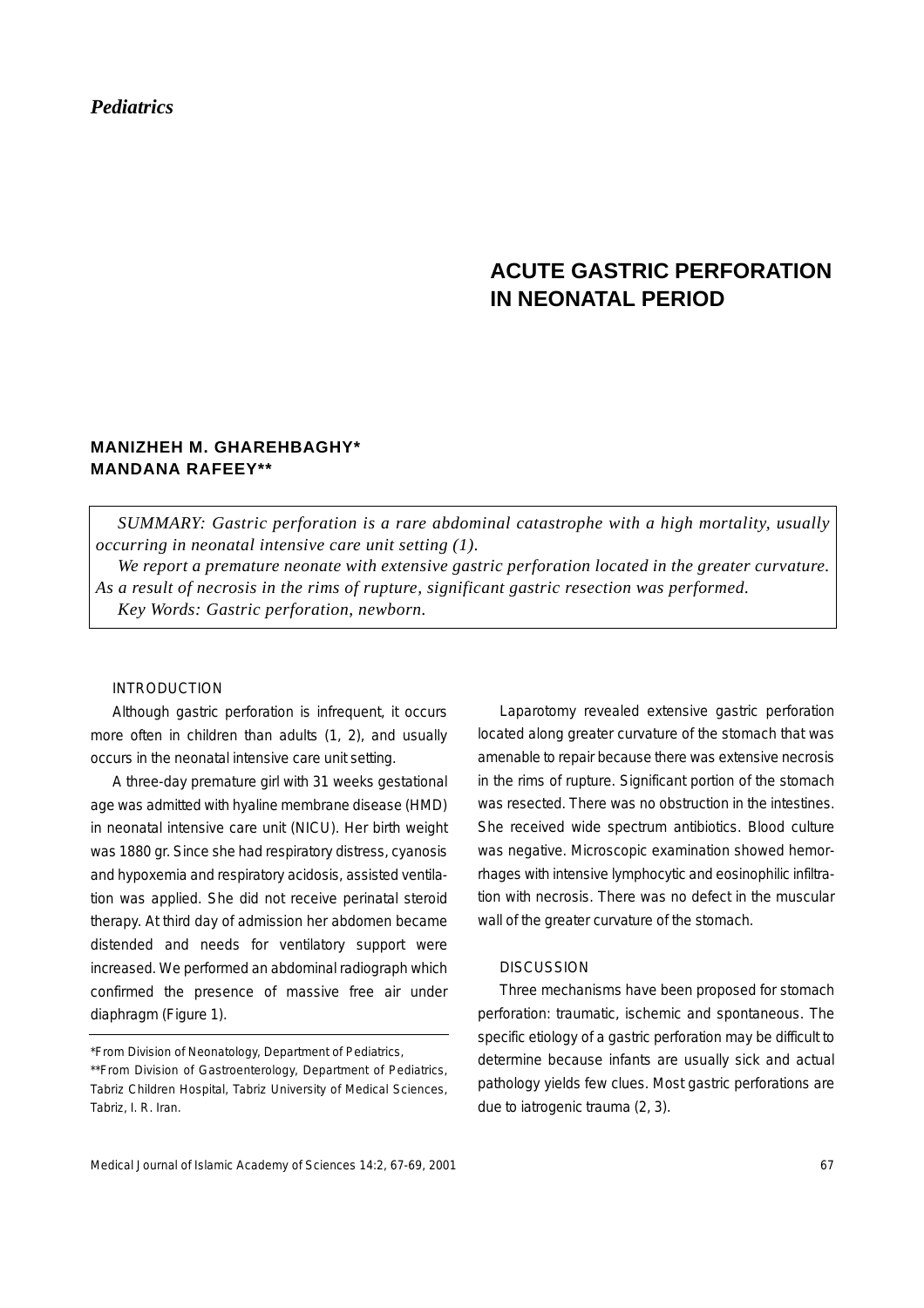*Pediatrics*

# ACUTE GASTRIC PERFORATION IN NEONATAL PERIOD

**MANIZHEH M. GHAREHBAGHY***
**MANDANA RAFEEY****

*SUMMARY: Gastric perforation is a rare abdominal catastrophe with a high mortality, usually occurring in neonatal intensive care unit setting (1).*

*We report a premature neonate with extensive gastric perforation located in the greater curvature. As a result of necrosis in the rims of rupture, significant gastric resection was performed.*

*Key Words: Gastric perforation, newborn.*

## INTRODUCTION

Although gastric perforation is infrequent, it occurs more often in children than adults (1, 2), and usually occurs in the neonatal intensive care unit setting.

A three-day premature girl with 31 weeks gestational age was admitted with hyaline membrane disease (HMD) in neonatal intensive care unit (NICU). Her birth weight was 1880 gr. Since she had respiratory distress, cyanosis and hypoxemia and respiratory acidosis, assisted ventilation was applied. She did not receive perinatal steroid therapy. At third day of admission her abdomen became distended and needs for ventilatory support were increased. We performed an abdominal radiograph which confirmed the presence of massive free air under diaphragm (Figure 1).

Laparotomy revealed extensive gastric perforation located along greater curvature of the stomach that was amenable to repair because there was extensive necrosis in the rims of rupture. Significant portion of the stomach was resected. There was no obstruction in the intestines. She received wide spectrum antibiotics. Blood culture was negative. Microscopic examination showed hemorrhages with intensive lymphocytic and eosinophilic infiltration with necrosis. There was no defect in the muscular wall of the greater curvature of the stomach.

## DISCUSSION

Three mechanisms have been proposed for stomach perforation: traumatic, ischemic and spontaneous. The specific etiology of a gastric perforation may be difficult to determine because infants are usually sick and actual pathology yields few clues. Most gastric perforations are due to iatrogenic trauma (2, 3).

---

*From Division of Neonatology, Department of Pediatrics,
**From Division of Gastroenterology, Department of Pediatrics, Tabriz Children Hospital, Tabriz University of Medical Sciences, Tabriz, I. R. Iran.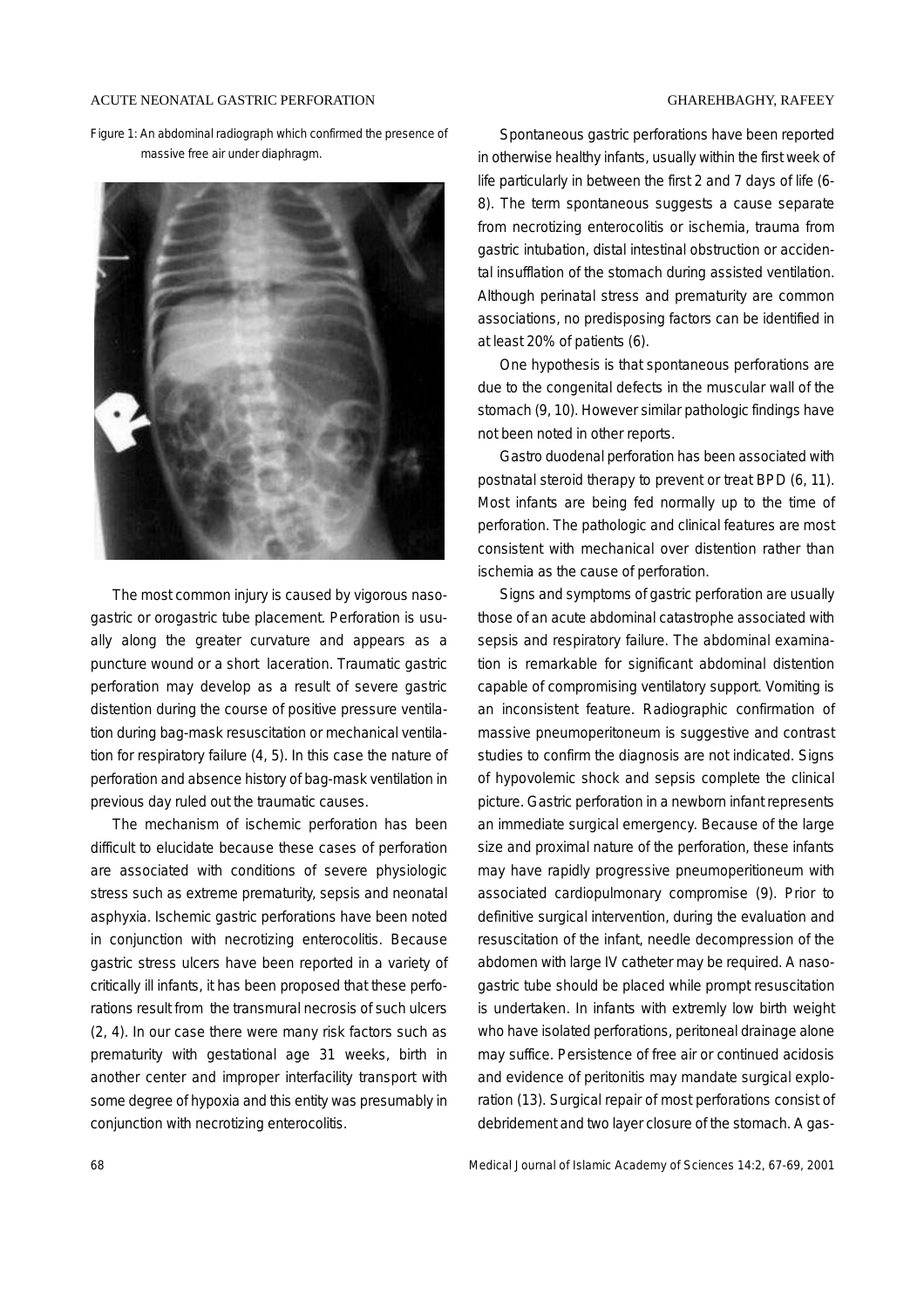Figure 1: An abdominal radiograph which confirmed the presence of massive free air under diaphragm.

The most common injury is caused by vigorous nasogastric or orogastric tube placement. Perforation is usually along the greater curvature and appears as a puncture wound or a short laceration. Traumatic gastric perforation may develop as a result of severe gastric distention during the course of positive pressure ventilation during bag-mask resuscitation or mechanical ventilation for respiratory failure (4, 5). In this case the nature of perforation and absence history of bag-mask ventilation in previous day ruled out the traumatic causes.

The mechanism of ischemic perforation has been difficult to elucidate because these cases of perforation are associated with conditions of severe physiologic stress such as extreme prematurity, sepsis and neonatal asphyxia. Ischemic gastric perforations have been noted in conjunction with necrotizing enterocolitis. Because gastric stress ulcers have been reported in a variety of critically ill infants, it has been proposed that these perforations result from the transmural necrosis of such ulcers (2, 4). In our case there were many risk factors such as prematurity with gestational age 31 weeks, birth in another center and improper interfacility transport with some degree of hypoxia and this entity was presumably in conjunction with necrotizing enterocolitis.

Spontaneous gastric perforations have been reported in otherwise healthy infants, usually within the first week of life particularly in between the first 2 and 7 days of life (6-8). The term spontaneous suggests a cause separate from necrotizing enterocolitis or ischemia, trauma from gastric intubation, distal intestinal obstruction or accidental insufflation of the stomach during assisted ventilation. Although perinatal stress and prematurity are common associations, no predisposing factors can be identified in at least 20% of patients (6).

One hypothesis is that spontaneous perforations are due to the congenital defects in the muscular wall of the stomach (9, 10). However similar pathologic findings have not been noted in other reports.

Gastro duodenal perforation has been associated with postnatal steroid therapy to prevent or treat BPD (6, 11). Most infants are being fed normally up to the time of perforation. The pathologic and clinical features are most consistent with mechanical over distention rather than ischemia as the cause of perforation.

Signs and symptoms of gastric perforation are usually those of an acute abdominal catastrophe associated with sepsis and respiratory failure. The abdominal examination is remarkable for significant abdominal distention capable of compromising ventilatory support. Vomiting is an inconsistent feature. Radiographic confirmation of massive pneumoperitoneum is suggestive and contrast studies to confirm the diagnosis are not indicated. Signs of hypovolemic shock and sepsis complete the clinical picture. Gastric perforation in a newborn infant represents an immediate surgical emergency. Because of the large size and proximal nature of the perforation, these infants may have rapidly progressive pneumoperitioneum with associated cardiopulmonary compromise (9). Prior to definitive surgical intervention, during the evaluation and resuscitation of the infant, needle decompression of the abdomen with large IV catheter may be required. A nasogastric tube should be placed while prompt resuscitation is undertaken. In infants with extremly low birth weight who have isolated perforations, peritoneal drainage alone may suffice. Persistence of free air or continued acidosis and evidence of peritonitis may mandate surgical exploration (13). Surgical repair of most perforations consist of debridement and two layer closure of the stomach. A gas-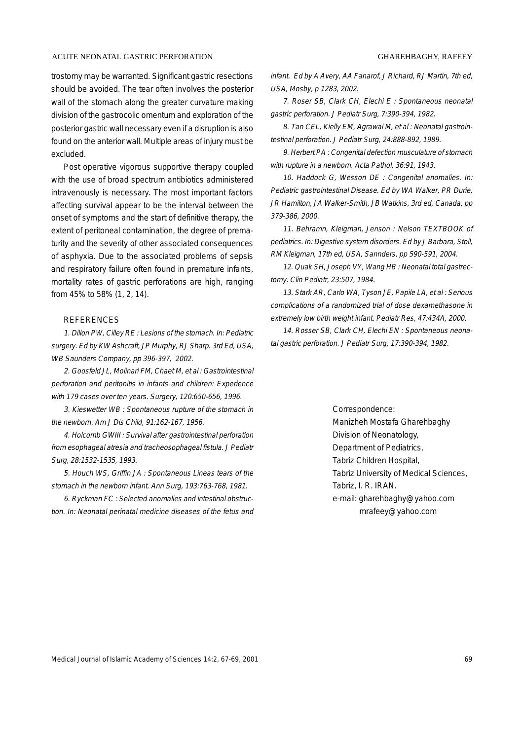trostomy may be warranted. Significant gastric resections should be avoided. The tear often involves the posterior wall of the stomach along the greater curvature making division of the gastrocolic omentum and exploration of the posterior gastric wall necessary even if a disruption is also found on the anterior wall. Multiple areas of injury must be excluded.

Post operative vigorous supportive therapy coupled with the use of broad spectrum antibiotics administered intravenously is necessary. The most important factors affecting survival appear to be the interval between the onset of symptoms and the start of definitive therapy, the extent of peritoneal contamination, the degree of prematurity and the severity of other associated consequences of asphyxia. Due to the associated problems of sepsis and respiratory failure often found in premature infants, mortality rates of gastric perforations are high, ranging from 45% to 58% (1, 2, 14).

## REFERENCES

1. *Dillon PW, Cilley RE : Lesions of the stomach. In: Pediatric surgery. Ed by KW Ashcraft, JP Murphy, RJ Sharp. 3rd Ed, USA, WB Saunders Company, pp 396-397, 2002.*

2. *Goosfeld JL, Molinari FM, Chaet M, et al : Gastrointestinal perforation and peritonitis in infants and children: Experience with 179 cases over ten years. Surgery, 120:650-656, 1996.*

3. *Kieswetter WB : Spontaneous rupture of the stomach in the newborn. Am J Dis Child, 91:162-167, 1956.*

4. *Holcomb GWIII : Survival after gastrointestinal perforation from esophageal atresia and tracheosophageal fistula. J Pediatr Surg, 28:1532-1535, 1993.*

5. *Houch WS, Griffin JA : Spontaneous Lineas tears of the stomach in the newborn infant. Ann Surg, 193:763-768, 1981.*

6. *Ryckman FC : Selected anomalies and intestinal obstruction. In: Neonatal perinatal medicine diseases of the fetus and infant. Ed by A Avery, AA Fanarof, J Richard, RJ Martin, 7th ed, USA, Mosby, p 1283, 2002.*

7. *Roser SB, Clark CH, Elechi E : Spontaneous neonatal gastric perforation. J Pediatr Surg, 7:390-394, 1982.*

8. *Tan CEL, Kielly EM, Agrawal M, et al : Neonatal gastrointestinal perforation. J Pediatr Surg, 24:888-892, 1989.*

9. *Herbert PA : Congenital defection musculature of stomach with rupture in a newborn. Acta Pathol, 36:91, 1943.*

10. *Haddock G, Wesson DE : Congenital anomalies. In: Pediatric gastrointestinal Disease. Ed by WA Walker, PR Durie, JR Hamilton, JA Walker-Smith, JB Watkins, 3rd ed, Canada, pp 379-386, 2000.*

11. *Behramn, Kleigman, Jenson : Nelson TEXTBOOK of pediatrics. In: Digestive system disorders. Ed by J Barbara, Stoll, RM Kleigman, 17th ed, USA, Sannders, pp 590-591, 2004.*

12. *Quak SH, Joseph VY, Wang HB : Neonatal total gastrectomy. Clin Pediatr, 23:507, 1984.*

13. *Stark AR, Carlo WA, Tyson JE, Papile LA, et al : Serious complications of a randomized trial of dose dexamethasone in extremely low birth weight infant. Pediatr Res, 47:434A, 2000.*

14. *Rosser SB, Clark CH, Elechi EN : Spontaneous neonatal gastric perforation. J Pediatr Surg, 17:390-394, 1982.*

Correspondence:
Manizheh Mostafa Gharehbaghy
Division of Neonatology,
Department of Pediatrics,
Tabriz Children Hospital,
Tabriz University of Medical Sciences,
Tabriz, I. R. IRAN.
e-mail: gharehbaghy@yahoo.com
mrafeey@yahoo.com